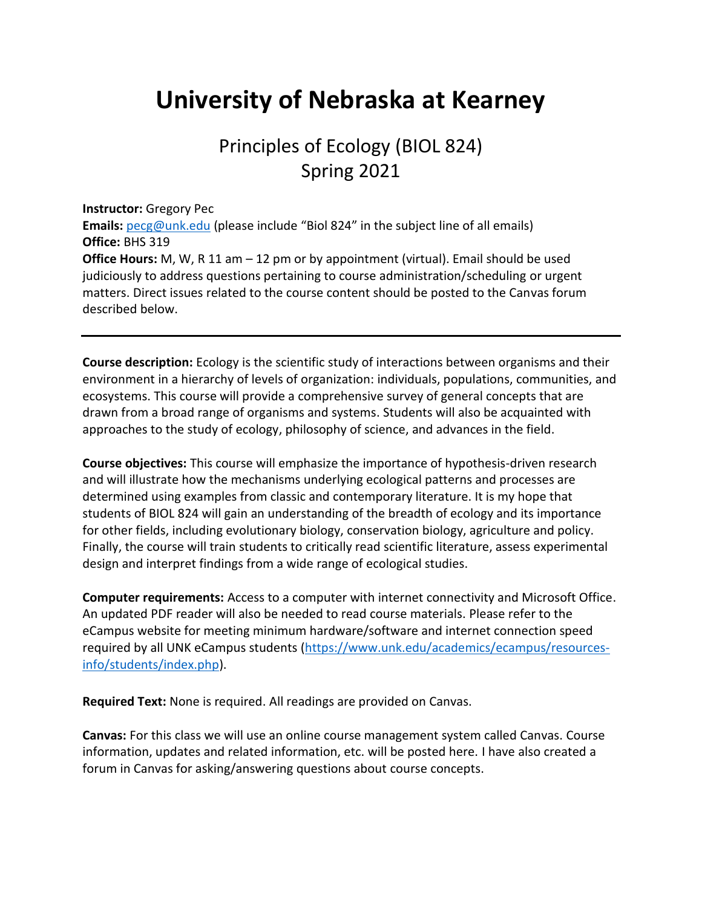# University of Nebraska at Kearney

## Principles of Ecology (BIOL 824)
## Spring 2021

**Instructor:** Gregory Pec
**Emails:** pecg@unk.edu (please include "Biol 824" in the subject line of all emails)
**Office:** BHS 319
**Office Hours:** M, W, R 11 am – 12 pm or by appointment (virtual). Email should be used judiciously to address questions pertaining to course administration/scheduling or urgent matters. Direct issues related to the course content should be posted to the Canvas forum described below.

---

**Course description:** Ecology is the scientific study of interactions between organisms and their environment in a hierarchy of levels of organization: individuals, populations, communities, and ecosystems. This course will provide a comprehensive survey of general concepts that are drawn from a broad range of organisms and systems. Students will also be acquainted with approaches to the study of ecology, philosophy of science, and advances in the field.

**Course objectives:** This course will emphasize the importance of hypothesis-driven research and will illustrate how the mechanisms underlying ecological patterns and processes are determined using examples from classic and contemporary literature. It is my hope that students of BIOL 824 will gain an understanding of the breadth of ecology and its importance for other fields, including evolutionary biology, conservation biology, agriculture and policy. Finally, the course will train students to critically read scientific literature, assess experimental design and interpret findings from a wide range of ecological studies.

**Computer requirements:** Access to a computer with internet connectivity and Microsoft Office. An updated PDF reader will also be needed to read course materials. Please refer to the eCampus website for meeting minimum hardware/software and internet connection speed required by all UNK eCampus students (https://www.unk.edu/academics/ecampus/resources-info/students/index.php).

**Required Text:** None is required. All readings are provided on Canvas.

**Canvas:** For this class we will use an online course management system called Canvas. Course information, updates and related information, etc. will be posted here. I have also created a forum in Canvas for asking/answering questions about course concepts.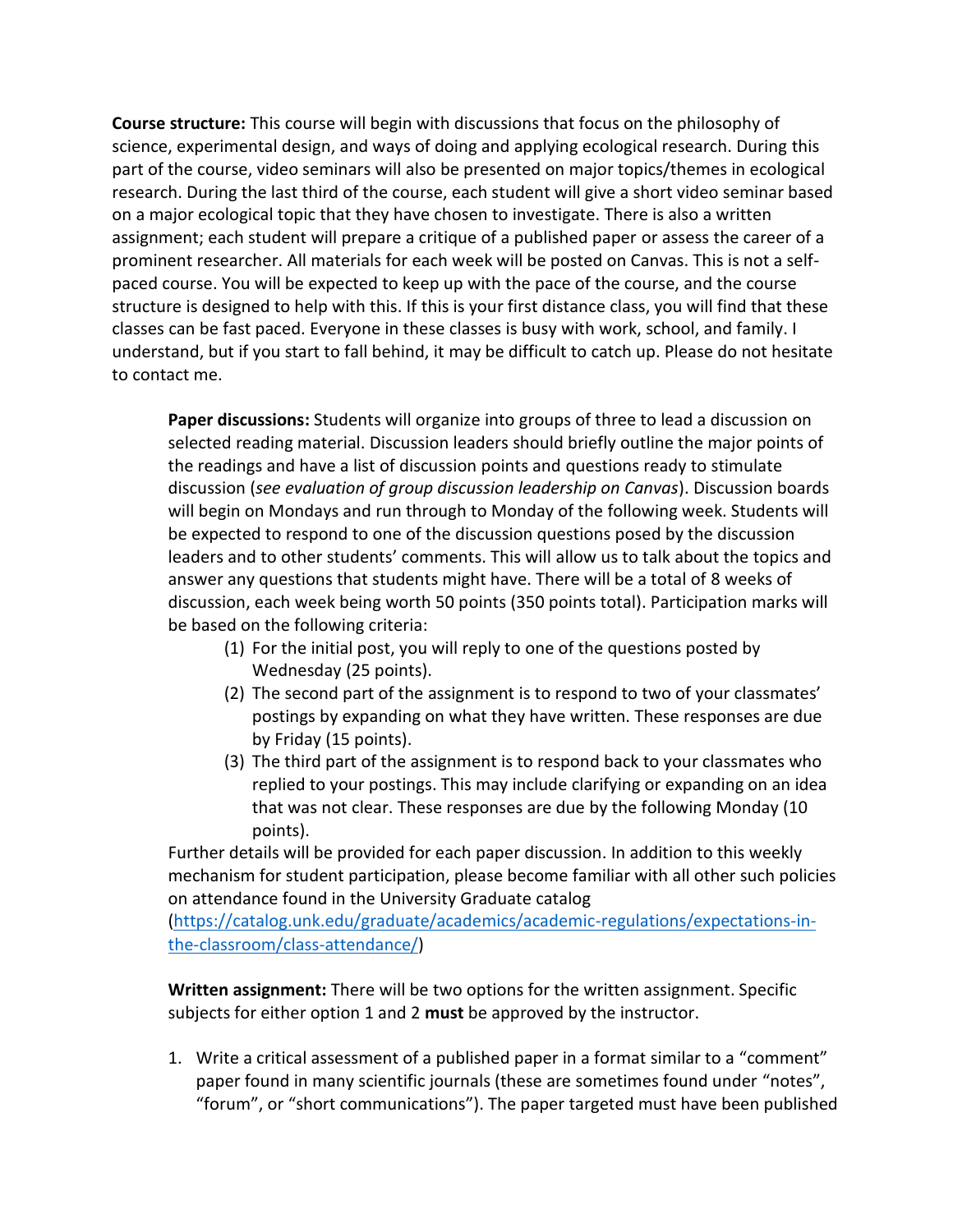**Course structure:** This course will begin with discussions that focus on the philosophy of science, experimental design, and ways of doing and applying ecological research. During this part of the course, video seminars will also be presented on major topics/themes in ecological research. During the last third of the course, each student will give a short video seminar based on a major ecological topic that they have chosen to investigate. There is also a written assignment; each student will prepare a critique of a published paper or assess the career of a prominent researcher. All materials for each week will be posted on Canvas. This is not a self-paced course. You will be expected to keep up with the pace of the course, and the course structure is designed to help with this. If this is your first distance class, you will find that these classes can be fast paced. Everyone in these classes is busy with work, school, and family. I understand, but if you start to fall behind, it may be difficult to catch up. Please do not hesitate to contact me.

**Paper discussions:** Students will organize into groups of three to lead a discussion on selected reading material. Discussion leaders should briefly outline the major points of the readings and have a list of discussion points and questions ready to stimulate discussion (*see evaluation of group discussion leadership on Canvas*). Discussion boards will begin on Mondays and run through to Monday of the following week. Students will be expected to respond to one of the discussion questions posed by the discussion leaders and to other students' comments. This will allow us to talk about the topics and answer any questions that students might have. There will be a total of 8 weeks of discussion, each week being worth 50 points (350 points total). Participation marks will be based on the following criteria:

(1) For the initial post, you will reply to one of the questions posted by Wednesday (25 points).
(2) The second part of the assignment is to respond to two of your classmates' postings by expanding on what they have written. These responses are due by Friday (15 points).
(3) The third part of the assignment is to respond back to your classmates who replied to your postings. This may include clarifying or expanding on an idea that was not clear. These responses are due by the following Monday (10 points).

Further details will be provided for each paper discussion. In addition to this weekly mechanism for student participation, please become familiar with all other such policies on attendance found in the University Graduate catalog (https://catalog.unk.edu/graduate/academics/academic-regulations/expectations-in-the-classroom/class-attendance/)

**Written assignment:** There will be two options for the written assignment. Specific subjects for either option 1 and 2 **must** be approved by the instructor.

1. Write a critical assessment of a published paper in a format similar to a "comment" paper found in many scientific journals (these are sometimes found under "notes", "forum", or "short communications"). The paper targeted must have been published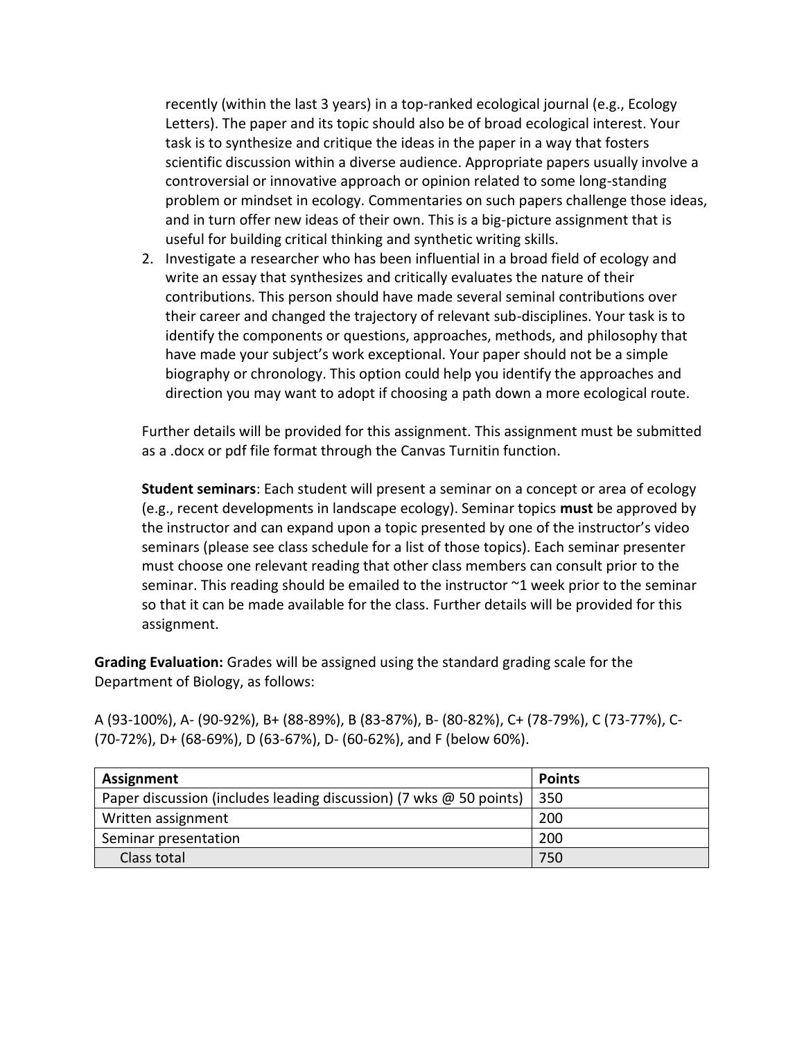recently (within the last 3 years) in a top-ranked ecological journal (e.g., Ecology Letters). The paper and its topic should also be of broad ecological interest. Your task is to synthesize and critique the ideas in the paper in a way that fosters scientific discussion within a diverse audience. Appropriate papers usually involve a controversial or innovative approach or opinion related to some long-standing problem or mindset in ecology. Commentaries on such papers challenge those ideas, and in turn offer new ideas of their own. This is a big-picture assignment that is useful for building critical thinking and synthetic writing skills.

2. Investigate a researcher who has been influential in a broad field of ecology and write an essay that synthesizes and critically evaluates the nature of their contributions. This person should have made several seminal contributions over their career and changed the trajectory of relevant sub-disciplines. Your task is to identify the components or questions, approaches, methods, and philosophy that have made your subject's work exceptional. Your paper should not be a simple biography or chronology. This option could help you identify the approaches and direction you may want to adopt if choosing a path down a more ecological route.

Further details will be provided for this assignment. This assignment must be submitted as a .docx or pdf file format through the Canvas Turnitin function.

**Student seminars**: Each student will present a seminar on a concept or area of ecology (e.g., recent developments in landscape ecology). Seminar topics **must** be approved by the instructor and can expand upon a topic presented by one of the instructor's video seminars (please see class schedule for a list of those topics). Each seminar presenter must choose one relevant reading that other class members can consult prior to the seminar. This reading should be emailed to the instructor ~1 week prior to the seminar so that it can be made available for the class. Further details will be provided for this assignment.

**Grading Evaluation:** Grades will be assigned using the standard grading scale for the Department of Biology, as follows:

A (93-100%), A- (90-92%), B+ (88-89%), B (83-87%), B- (80-82%), C+ (78-79%), C (73-77%), C- (70-72%), D+ (68-69%), D (63-67%), D- (60-62%), and F (below 60%).

| **Assignment** | **Points** |
|---|---|
| Paper discussion (includes leading discussion) (7 wks @ 50 points) | 350 |
| Written assignment | 200 |
| Seminar presentation | 200 |
| Class total | 750 |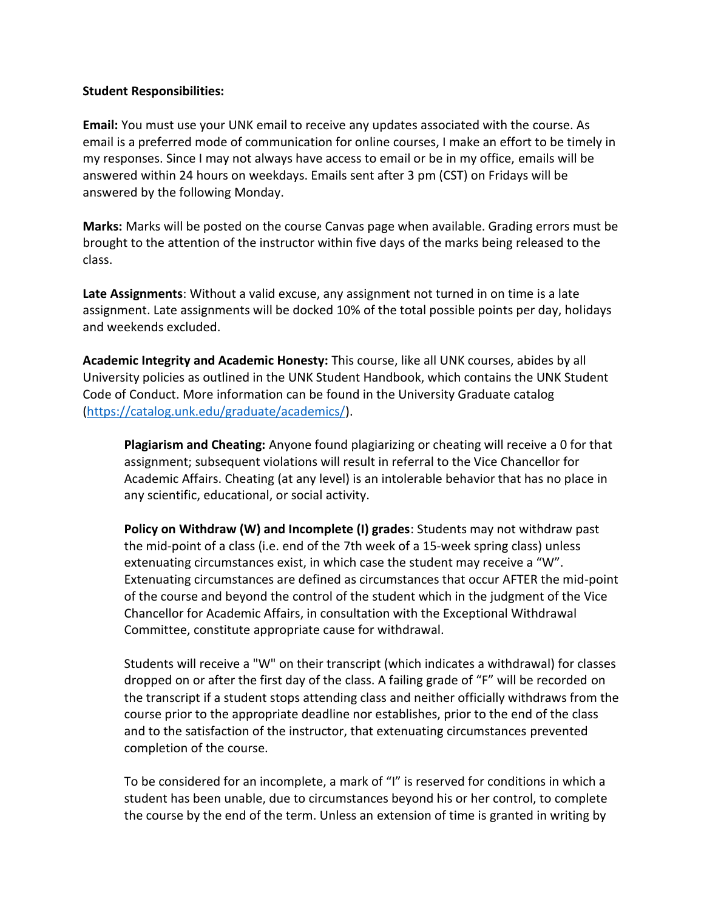**Student Responsibilities:**

**Email:** You must use your UNK email to receive any updates associated with the course. As email is a preferred mode of communication for online courses, I make an effort to be timely in my responses. Since I may not always have access to email or be in my office, emails will be answered within 24 hours on weekdays. Emails sent after 3 pm (CST) on Fridays will be answered by the following Monday.

**Marks:** Marks will be posted on the course Canvas page when available. Grading errors must be brought to the attention of the instructor within five days of the marks being released to the class.

**Late Assignments**: Without a valid excuse, any assignment not turned in on time is a late assignment. Late assignments will be docked 10% of the total possible points per day, holidays and weekends excluded.

**Academic Integrity and Academic Honesty:** This course, like all UNK courses, abides by all University policies as outlined in the UNK Student Handbook, which contains the UNK Student Code of Conduct. More information can be found in the University Graduate catalog (https://catalog.unk.edu/graduate/academics/).

> **Plagiarism and Cheating:** Anyone found plagiarizing or cheating will receive a 0 for that assignment; subsequent violations will result in referral to the Vice Chancellor for Academic Affairs. Cheating (at any level) is an intolerable behavior that has no place in any scientific, educational, or social activity.
>
> **Policy on Withdraw (W) and Incomplete (I) grades**: Students may not withdraw past the mid-point of a class (i.e. end of the 7th week of a 15-week spring class) unless extenuating circumstances exist, in which case the student may receive a "W". Extenuating circumstances are defined as circumstances that occur AFTER the mid-point of the course and beyond the control of the student which in the judgment of the Vice Chancellor for Academic Affairs, in consultation with the Exceptional Withdrawal Committee, constitute appropriate cause for withdrawal.
>
> Students will receive a "W" on their transcript (which indicates a withdrawal) for classes dropped on or after the first day of the class. A failing grade of "F" will be recorded on the transcript if a student stops attending class and neither officially withdraws from the course prior to the appropriate deadline nor establishes, prior to the end of the class and to the satisfaction of the instructor, that extenuating circumstances prevented completion of the course.
>
> To be considered for an incomplete, a mark of "I" is reserved for conditions in which a student has been unable, due to circumstances beyond his or her control, to complete the course by the end of the term. Unless an extension of time is granted in writing by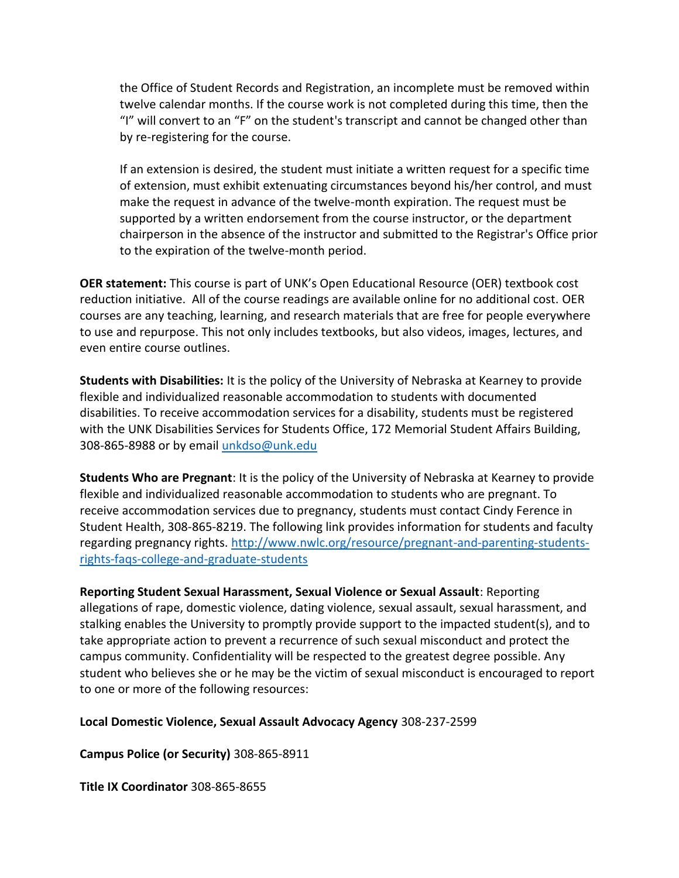the Office of Student Records and Registration, an incomplete must be removed within twelve calendar months. If the course work is not completed during this time, then the “I” will convert to an “F” on the student's transcript and cannot be changed other than by re-registering for the course.

If an extension is desired, the student must initiate a written request for a specific time of extension, must exhibit extenuating circumstances beyond his/her control, and must make the request in advance of the twelve-month expiration. The request must be supported by a written endorsement from the course instructor, or the department chairperson in the absence of the instructor and submitted to the Registrar's Office prior to the expiration of the twelve-month period.

**OER statement:** This course is part of UNK’s Open Educational Resource (OER) textbook cost reduction initiative. All of the course readings are available online for no additional cost. OER courses are any teaching, learning, and research materials that are free for people everywhere to use and repurpose. This not only includes textbooks, but also videos, images, lectures, and even entire course outlines.

**Students with Disabilities:** It is the policy of the University of Nebraska at Kearney to provide flexible and individualized reasonable accommodation to students with documented disabilities. To receive accommodation services for a disability, students must be registered with the UNK Disabilities Services for Students Office, 172 Memorial Student Affairs Building, 308-865-8988 or by email [unkdso@unk.edu](mailto:unkdso@unk.edu)

**Students Who are Pregnant**: It is the policy of the University of Nebraska at Kearney to provide flexible and individualized reasonable accommodation to students who are pregnant. To receive accommodation services due to pregnancy, students must contact Cindy Ference in Student Health, 308-865-8219. The following link provides information for students and faculty regarding pregnancy rights. [http://www.nwlc.org/resource/pregnant-and-parenting-students-rights-faqs-college-and-graduate-students](http://www.nwlc.org/resource/pregnant-and-parenting-students-rights-faqs-college-and-graduate-students)

**Reporting Student Sexual Harassment, Sexual Violence or Sexual Assault**: Reporting allegations of rape, domestic violence, dating violence, sexual assault, sexual harassment, and stalking enables the University to promptly provide support to the impacted student(s), and to take appropriate action to prevent a recurrence of such sexual misconduct and protect the campus community. Confidentiality will be respected to the greatest degree possible. Any student who believes she or he may be the victim of sexual misconduct is encouraged to report to one or more of the following resources:

**Local Domestic Violence, Sexual Assault Advocacy Agency** 308-237-2599

**Campus Police (or Security)** 308-865-8911

**Title IX Coordinator** 308-865-8655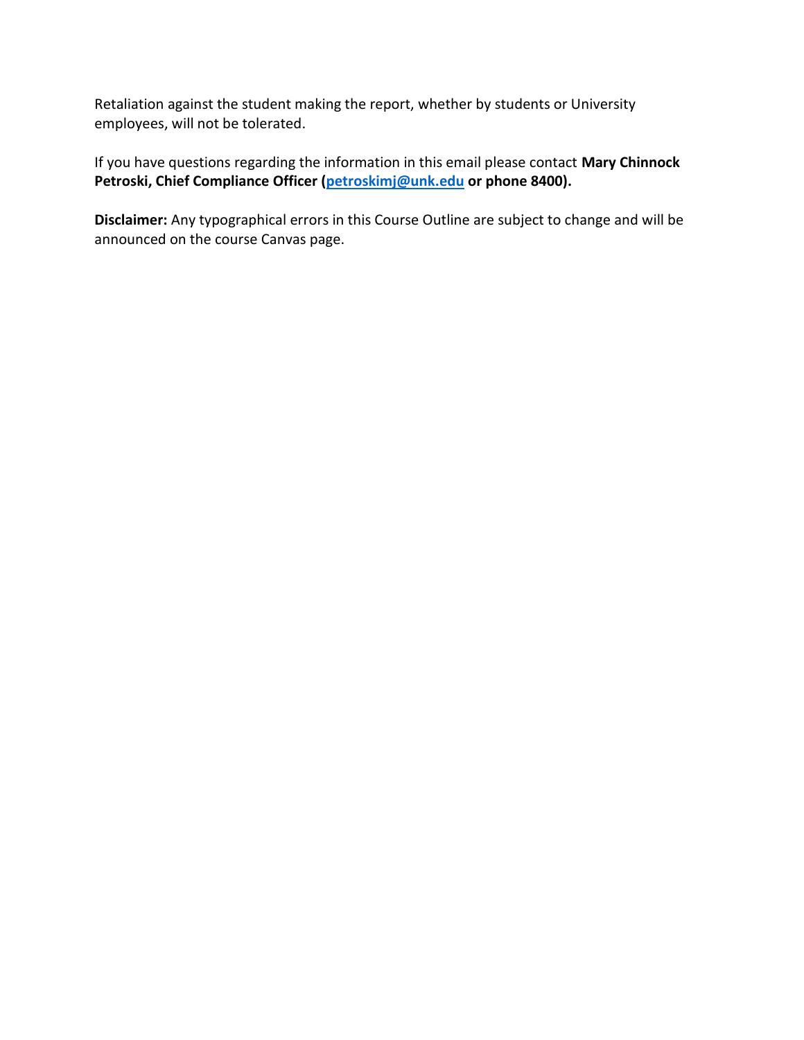Retaliation against the student making the report, whether by students or University employees, will not be tolerated.

If you have questions regarding the information in this email please contact **Mary Chinnock Petroski, Chief Compliance Officer ([petroskimj@unk.edu](mailto:petroskimj@unk.edu) or phone 8400).**

**Disclaimer:** Any typographical errors in this Course Outline are subject to change and will be announced on the course Canvas page.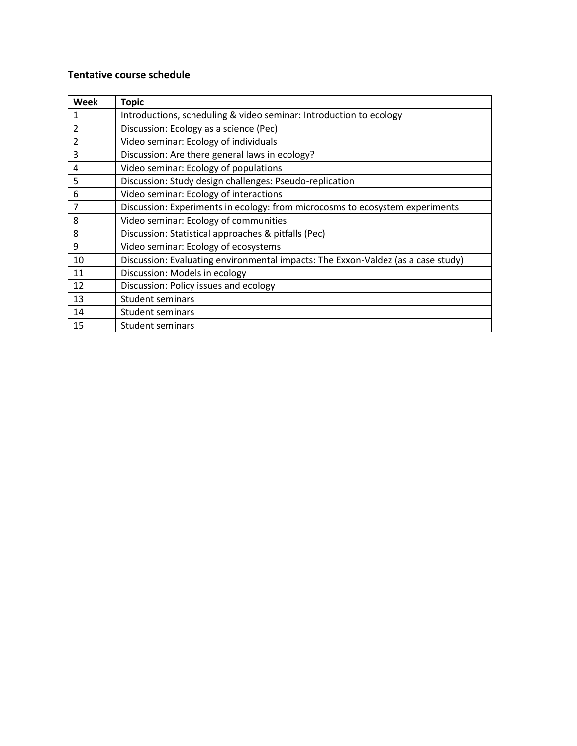**Tentative course schedule**

| Week | Topic |
| --- | --- |
| 1 | Introductions, scheduling & video seminar: Introduction to ecology |
| 2 | Discussion: Ecology as a science (Pec) |
| 2 | Video seminar: Ecology of individuals |
| 3 | Discussion: Are there general laws in ecology? |
| 4 | Video seminar: Ecology of populations |
| 5 | Discussion: Study design challenges: Pseudo-replication |
| 6 | Video seminar: Ecology of interactions |
| 7 | Discussion: Experiments in ecology: from microcosms to ecosystem experiments |
| 8 | Video seminar: Ecology of communities |
| 8 | Discussion: Statistical approaches & pitfalls (Pec) |
| 9 | Video seminar: Ecology of ecosystems |
| 10 | Discussion: Evaluating environmental impacts: The Exxon-Valdez (as a case study) |
| 11 | Discussion: Models in ecology |
| 12 | Discussion: Policy issues and ecology |
| 13 | Student seminars |
| 14 | Student seminars |
| 15 | Student seminars |